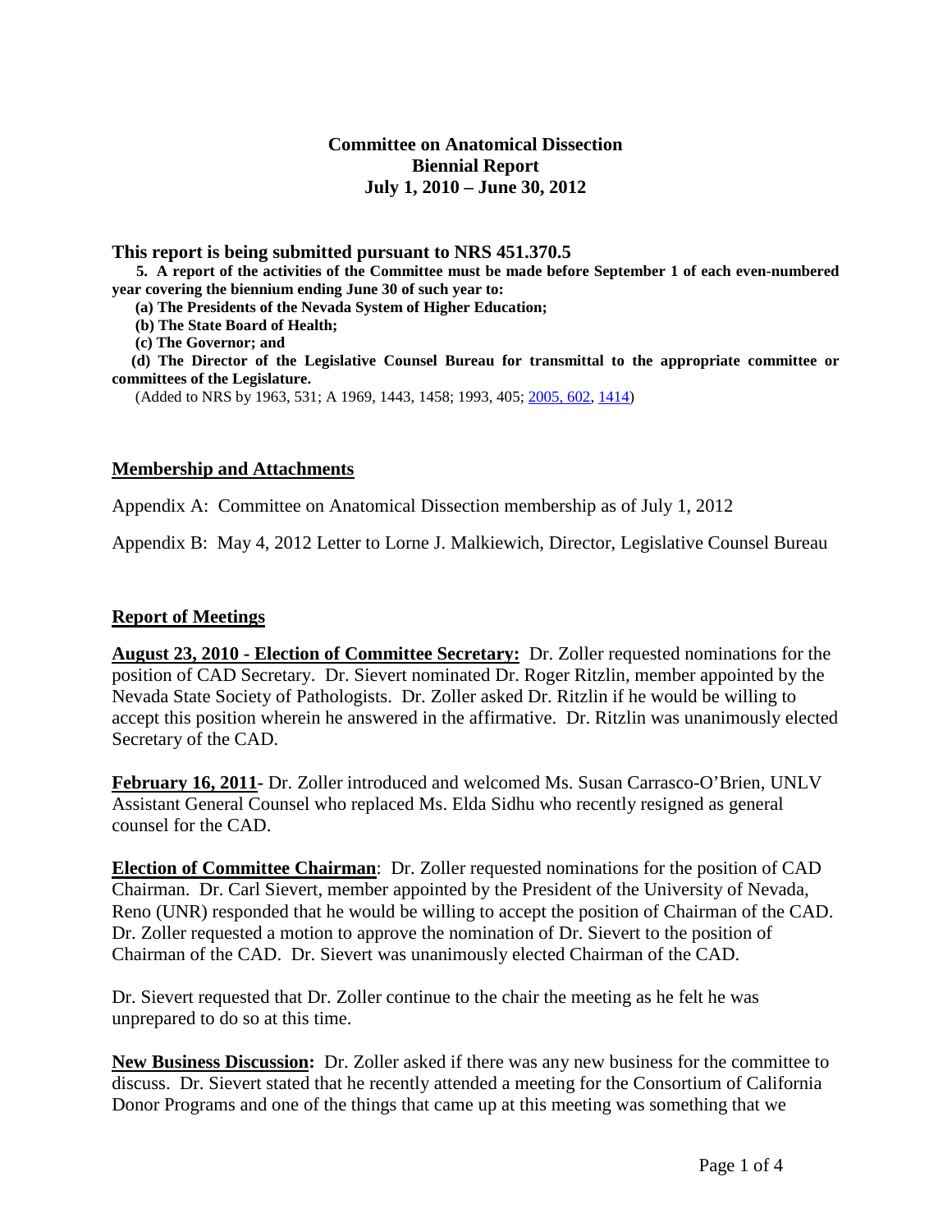# Committee on Anatomical Dissection
# Biennial Report
# July 1, 2010 – June 30, 2012

### This report is being submitted pursuant to NRS 451.370.5

**5. A report of the activities of the Committee must be made before September 1 of each even-numbered year covering the biennium ending June 30 of such year to:**

**(a) The Presidents of the Nevada System of Higher Education;**

**(b) The State Board of Health;**

**(c) The Governor; and**

**(d) The Director of the Legislative Counsel Bureau for transmittal to the appropriate committee or committees of the Legislature.**

(Added to NRS by 1963, 531; A 1969, 1443, 1458; 1993, 405; 2005, 602, 1414)

## Membership and Attachments

Appendix A: Committee on Anatomical Dissection membership as of July 1, 2012

Appendix B: May 4, 2012 Letter to Lorne J. Malkiewich, Director, Legislative Counsel Bureau

## Report of Meetings

**August 23, 2010 - Election of Committee Secretary:** Dr. Zoller requested nominations for the position of CAD Secretary. Dr. Sievert nominated Dr. Roger Ritzlin, member appointed by the Nevada State Society of Pathologists. Dr. Zoller asked Dr. Ritzlin if he would be willing to accept this position wherein he answered in the affirmative. Dr. Ritzlin was unanimously elected Secretary of the CAD.

**February 16, 2011**- Dr. Zoller introduced and welcomed Ms. Susan Carrasco-O'Brien, UNLV Assistant General Counsel who replaced Ms. Elda Sidhu who recently resigned as general counsel for the CAD.

**Election of Committee Chairman**: Dr. Zoller requested nominations for the position of CAD Chairman. Dr. Carl Sievert, member appointed by the President of the University of Nevada, Reno (UNR) responded that he would be willing to accept the position of Chairman of the CAD. Dr. Zoller requested a motion to approve the nomination of Dr. Sievert to the position of Chairman of the CAD. Dr. Sievert was unanimously elected Chairman of the CAD.

Dr. Sievert requested that Dr. Zoller continue to the chair the meeting as he felt he was unprepared to do so at this time.

**New Business Discussion:** Dr. Zoller asked if there was any new business for the committee to discuss. Dr. Sievert stated that he recently attended a meeting for the Consortium of California Donor Programs and one of the things that came up at this meeting was something that we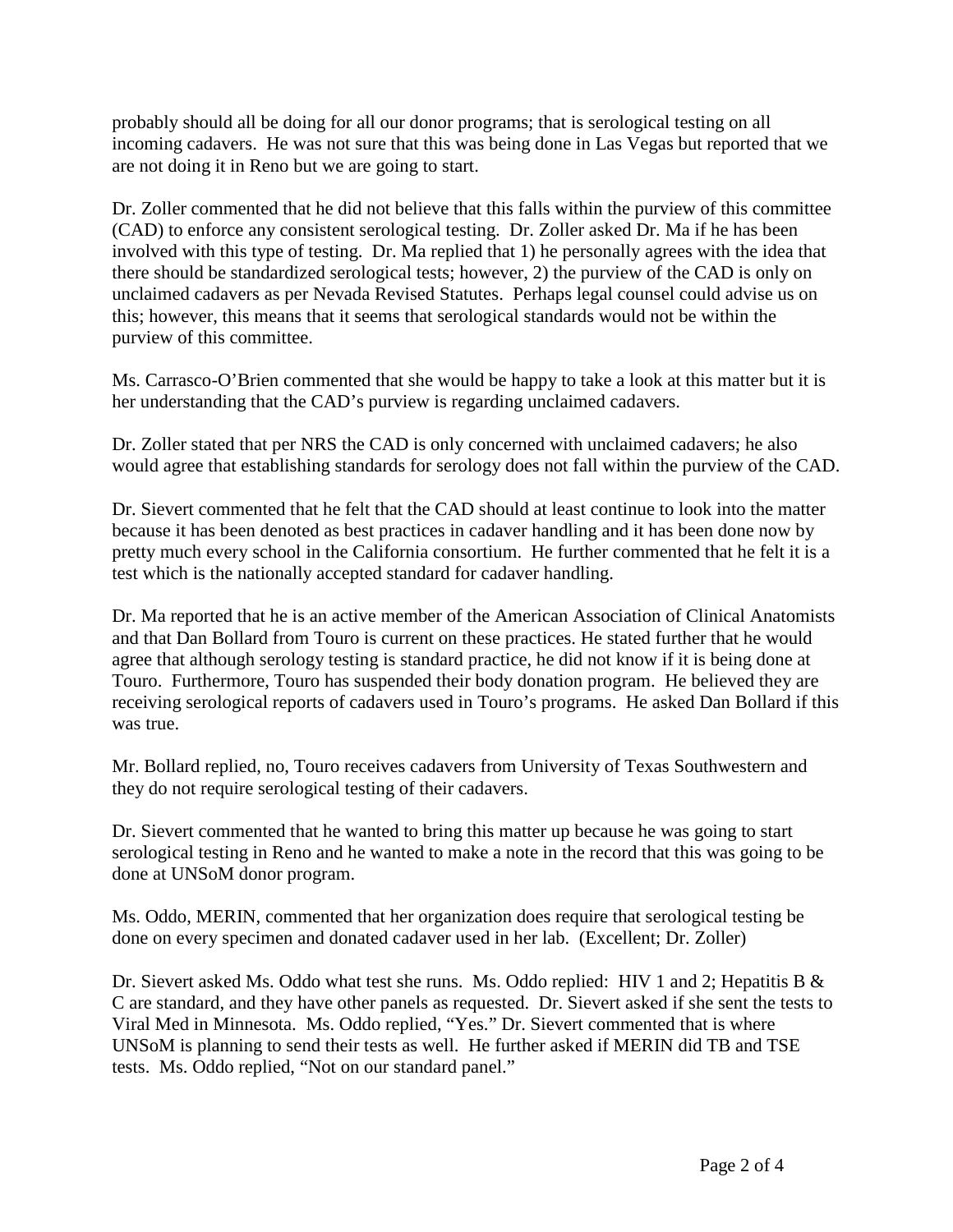probably should all be doing for all our donor programs; that is serological testing on all incoming cadavers. He was not sure that this was being done in Las Vegas but reported that we are not doing it in Reno but we are going to start.

Dr. Zoller commented that he did not believe that this falls within the purview of this committee (CAD) to enforce any consistent serological testing. Dr. Zoller asked Dr. Ma if he has been involved with this type of testing. Dr. Ma replied that 1) he personally agrees with the idea that there should be standardized serological tests; however, 2) the purview of the CAD is only on unclaimed cadavers as per Nevada Revised Statutes. Perhaps legal counsel could advise us on this; however, this means that it seems that serological standards would not be within the purview of this committee.

Ms. Carrasco-O'Brien commented that she would be happy to take a look at this matter but it is her understanding that the CAD's purview is regarding unclaimed cadavers.

Dr. Zoller stated that per NRS the CAD is only concerned with unclaimed cadavers; he also would agree that establishing standards for serology does not fall within the purview of the CAD.

Dr. Sievert commented that he felt that the CAD should at least continue to look into the matter because it has been denoted as best practices in cadaver handling and it has been done now by pretty much every school in the California consortium. He further commented that he felt it is a test which is the nationally accepted standard for cadaver handling.

Dr. Ma reported that he is an active member of the American Association of Clinical Anatomists and that Dan Bollard from Touro is current on these practices. He stated further that he would agree that although serology testing is standard practice, he did not know if it is being done at Touro. Furthermore, Touro has suspended their body donation program. He believed they are receiving serological reports of cadavers used in Touro's programs. He asked Dan Bollard if this was true.

Mr. Bollard replied, no, Touro receives cadavers from University of Texas Southwestern and they do not require serological testing of their cadavers.

Dr. Sievert commented that he wanted to bring this matter up because he was going to start serological testing in Reno and he wanted to make a note in the record that this was going to be done at UNSoM donor program.

Ms. Oddo, MERIN, commented that her organization does require that serological testing be done on every specimen and donated cadaver used in her lab. (Excellent; Dr. Zoller)

Dr. Sievert asked Ms. Oddo what test she runs. Ms. Oddo replied: HIV 1 and 2; Hepatitis B & C are standard, and they have other panels as requested. Dr. Sievert asked if she sent the tests to Viral Med in Minnesota. Ms. Oddo replied, "Yes." Dr. Sievert commented that is where UNSoM is planning to send their tests as well. He further asked if MERIN did TB and TSE tests. Ms. Oddo replied, "Not on our standard panel."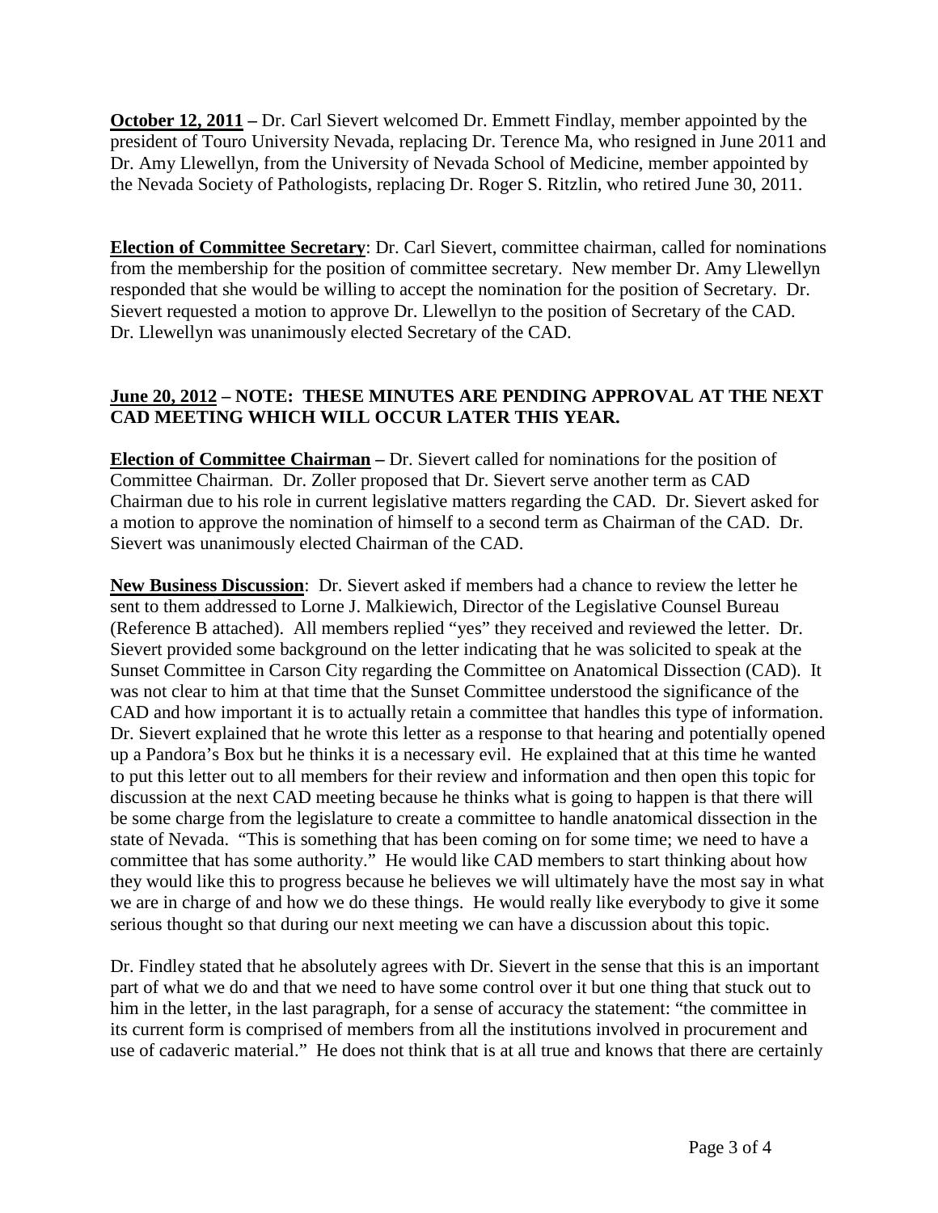**October 12, 2011 –** Dr. Carl Sievert welcomed Dr. Emmett Findlay, member appointed by the president of Touro University Nevada, replacing Dr. Terence Ma, who resigned in June 2011 and Dr. Amy Llewellyn, from the University of Nevada School of Medicine, member appointed by the Nevada Society of Pathologists, replacing Dr. Roger S. Ritzlin, who retired June 30, 2011.

**Election of Committee Secretary**: Dr. Carl Sievert, committee chairman, called for nominations from the membership for the position of committee secretary. New member Dr. Amy Llewellyn responded that she would be willing to accept the nomination for the position of Secretary. Dr. Sievert requested a motion to approve Dr. Llewellyn to the position of Secretary of the CAD. Dr. Llewellyn was unanimously elected Secretary of the CAD.

**June 20, 2012 – NOTE: THESE MINUTES ARE PENDING APPROVAL AT THE NEXT CAD MEETING WHICH WILL OCCUR LATER THIS YEAR.**

**Election of Committee Chairman –** Dr. Sievert called for nominations for the position of Committee Chairman. Dr. Zoller proposed that Dr. Sievert serve another term as CAD Chairman due to his role in current legislative matters regarding the CAD. Dr. Sievert asked for a motion to approve the nomination of himself to a second term as Chairman of the CAD. Dr. Sievert was unanimously elected Chairman of the CAD.

**New Business Discussion**: Dr. Sievert asked if members had a chance to review the letter he sent to them addressed to Lorne J. Malkiewich, Director of the Legislative Counsel Bureau (Reference B attached). All members replied "yes" they received and reviewed the letter. Dr. Sievert provided some background on the letter indicating that he was solicited to speak at the Sunset Committee in Carson City regarding the Committee on Anatomical Dissection (CAD). It was not clear to him at that time that the Sunset Committee understood the significance of the CAD and how important it is to actually retain a committee that handles this type of information. Dr. Sievert explained that he wrote this letter as a response to that hearing and potentially opened up a Pandora's Box but he thinks it is a necessary evil. He explained that at this time he wanted to put this letter out to all members for their review and information and then open this topic for discussion at the next CAD meeting because he thinks what is going to happen is that there will be some charge from the legislature to create a committee to handle anatomical dissection in the state of Nevada. "This is something that has been coming on for some time; we need to have a committee that has some authority." He would like CAD members to start thinking about how they would like this to progress because he believes we will ultimately have the most say in what we are in charge of and how we do these things. He would really like everybody to give it some serious thought so that during our next meeting we can have a discussion about this topic.

Dr. Findley stated that he absolutely agrees with Dr. Sievert in the sense that this is an important part of what we do and that we need to have some control over it but one thing that stuck out to him in the letter, in the last paragraph, for a sense of accuracy the statement: "the committee in its current form is comprised of members from all the institutions involved in procurement and use of cadaveric material." He does not think that is at all true and knows that there are certainly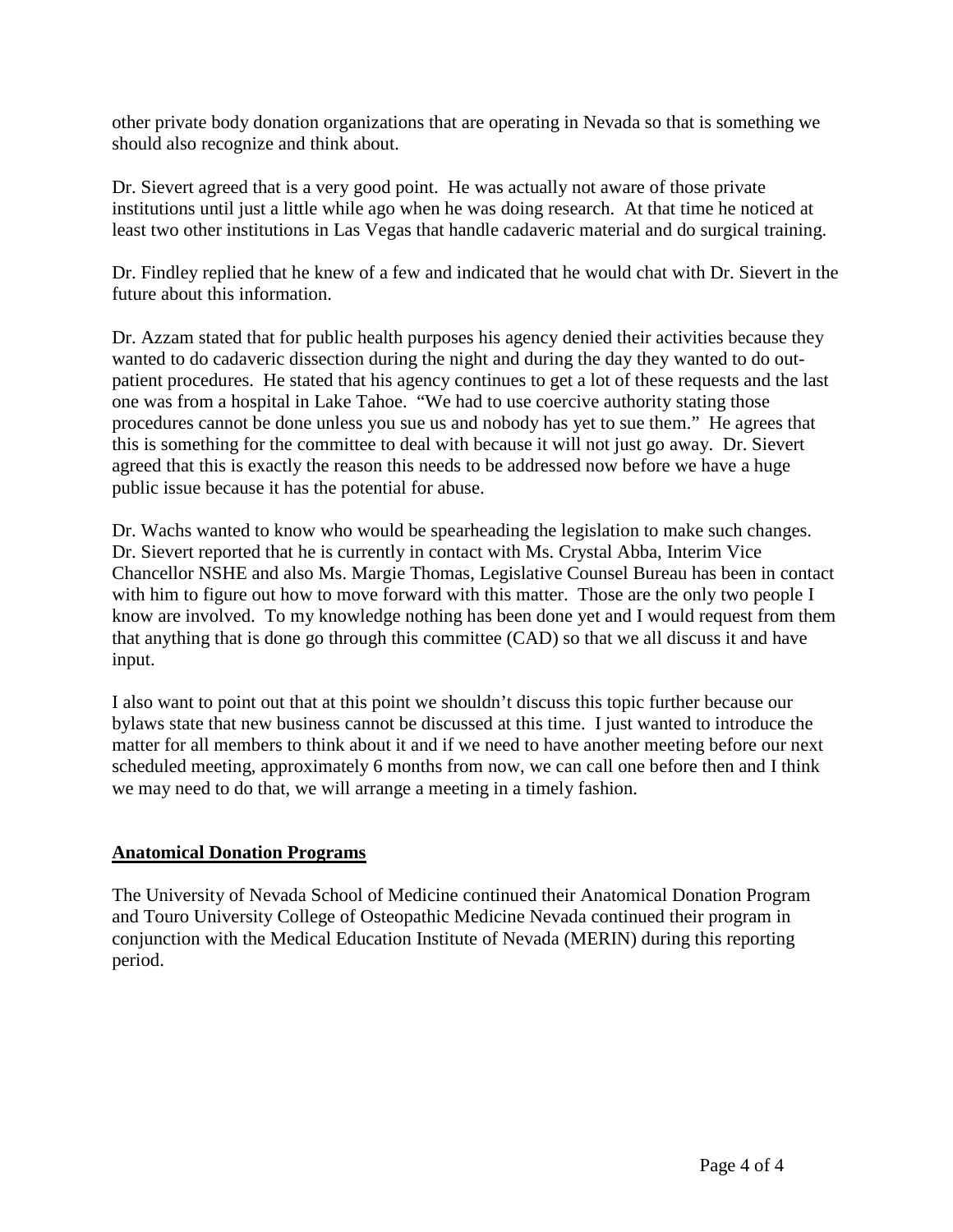other private body donation organizations that are operating in Nevada so that is something we should also recognize and think about.

Dr. Sievert agreed that is a very good point. He was actually not aware of those private institutions until just a little while ago when he was doing research. At that time he noticed at least two other institutions in Las Vegas that handle cadaveric material and do surgical training.

Dr. Findley replied that he knew of a few and indicated that he would chat with Dr. Sievert in the future about this information.

Dr. Azzam stated that for public health purposes his agency denied their activities because they wanted to do cadaveric dissection during the night and during the day they wanted to do out-patient procedures. He stated that his agency continues to get a lot of these requests and the last one was from a hospital in Lake Tahoe. "We had to use coercive authority stating those procedures cannot be done unless you sue us and nobody has yet to sue them." He agrees that this is something for the committee to deal with because it will not just go away. Dr. Sievert agreed that this is exactly the reason this needs to be addressed now before we have a huge public issue because it has the potential for abuse.

Dr. Wachs wanted to know who would be spearheading the legislation to make such changes. Dr. Sievert reported that he is currently in contact with Ms. Crystal Abba, Interim Vice Chancellor NSHE and also Ms. Margie Thomas, Legislative Counsel Bureau has been in contact with him to figure out how to move forward with this matter. Those are the only two people I know are involved. To my knowledge nothing has been done yet and I would request from them that anything that is done go through this committee (CAD) so that we all discuss it and have input.

I also want to point out that at this point we shouldn't discuss this topic further because our bylaws state that new business cannot be discussed at this time. I just wanted to introduce the matter for all members to think about it and if we need to have another meeting before our next scheduled meeting, approximately 6 months from now, we can call one before then and I think we may need to do that, we will arrange a meeting in a timely fashion.

**Anatomical Donation Programs**

The University of Nevada School of Medicine continued their Anatomical Donation Program and Touro University College of Osteopathic Medicine Nevada continued their program in conjunction with the Medical Education Institute of Nevada (MERIN) during this reporting period.